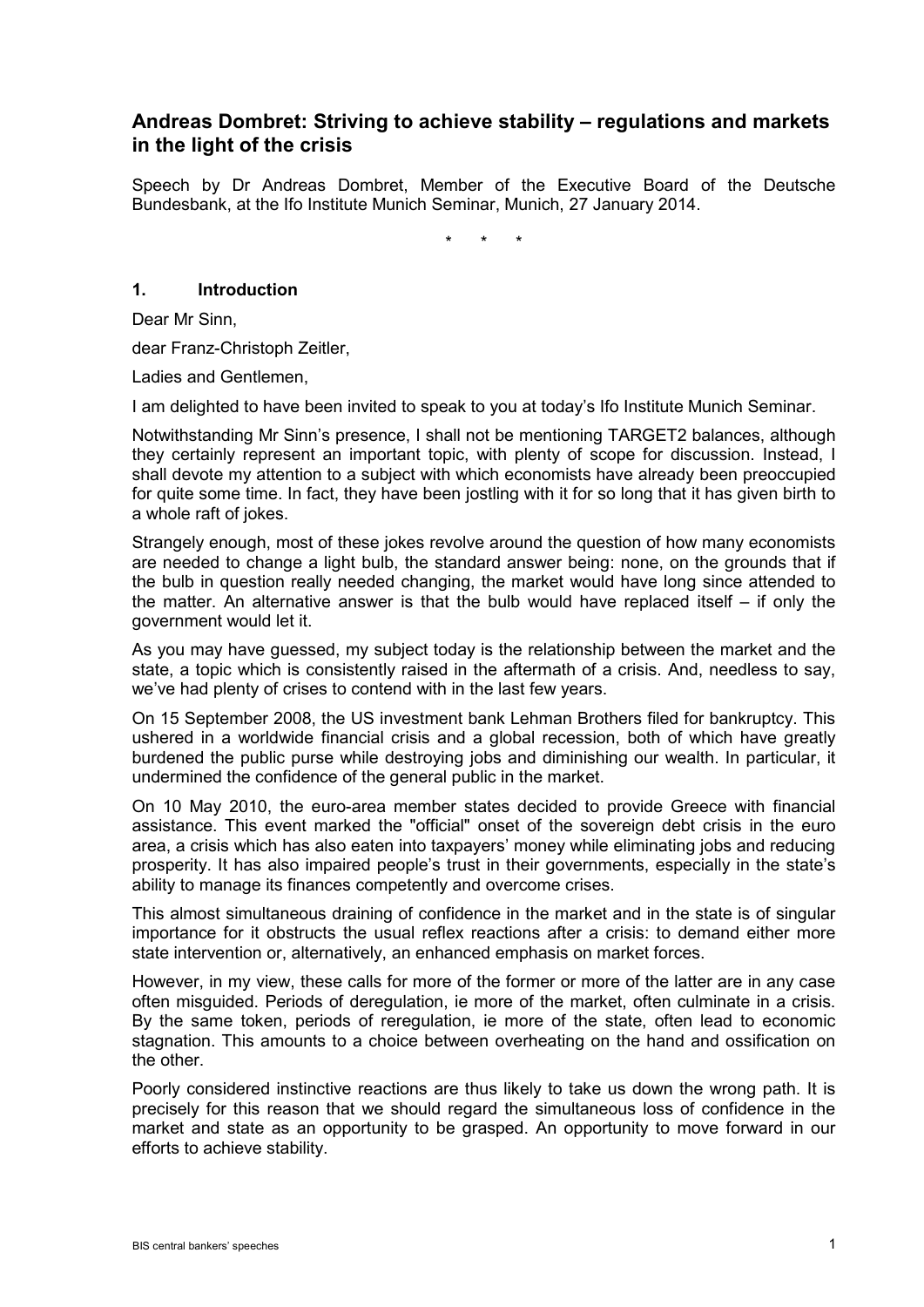## Andreas Dombret: Striving to achieve stability – regulations and markets in the light of the crisis

Speech by Dr Andreas Dombret, Member of the Executive Board of the Deutsche Bundesbank, at the Ifo Institute Munich Seminar, Munich, 27 January 2014.

\* \* \*

### 1. Introduction

Dear Mr Sinn,

dear Franz-Christoph Zeitler,

Ladies and Gentlemen,

I am delighted to have been invited to speak to you at today's Ifo Institute Munich Seminar.

Notwithstanding Mr Sinn's presence, I shall not be mentioning TARGET2 balances, although they certainly represent an important topic, with plenty of scope for discussion. Instead, I shall devote my attention to a subject with which economists have already been preoccupied for quite some time. In fact, they have been jostling with it for so long that it has given birth to a whole raft of jokes.

Strangely enough, most of these jokes revolve around the question of how many economists are needed to change a light bulb, the standard answer being: none, on the grounds that if the bulb in question really needed changing, the market would have long since attended to the matter. An alternative answer is that the bulb would have replaced itself – if only the government would let it.

As you may have guessed, my subject today is the relationship between the market and the state, a topic which is consistently raised in the aftermath of a crisis. And, needless to say, we've had plenty of crises to contend with in the last few years.

On 15 September 2008, the US investment bank Lehman Brothers filed for bankruptcy. This ushered in a worldwide financial crisis and a global recession, both of which have greatly burdened the public purse while destroying jobs and diminishing our wealth. In particular, it undermined the confidence of the general public in the market.

On 10 May 2010, the euro-area member states decided to provide Greece with financial assistance. This event marked the "official" onset of the sovereign debt crisis in the euro area, a crisis which has also eaten into taxpayers' money while eliminating jobs and reducing prosperity. It has also impaired people's trust in their governments, especially in the state's ability to manage its finances competently and overcome crises.

This almost simultaneous draining of confidence in the market and in the state is of singular importance for it obstructs the usual reflex reactions after a crisis: to demand either more state intervention or, alternatively, an enhanced emphasis on market forces.

However, in my view, these calls for more of the former or more of the latter are in any case often misguided. Periods of deregulation, ie more of the market, often culminate in a crisis. By the same token, periods of reregulation, ie more of the state, often lead to economic stagnation. This amounts to a choice between overheating on the hand and ossification on the other.

Poorly considered instinctive reactions are thus likely to take us down the wrong path. It is precisely for this reason that we should regard the simultaneous loss of confidence in the market and state as an opportunity to be grasped. An opportunity to move forward in our efforts to achieve stability.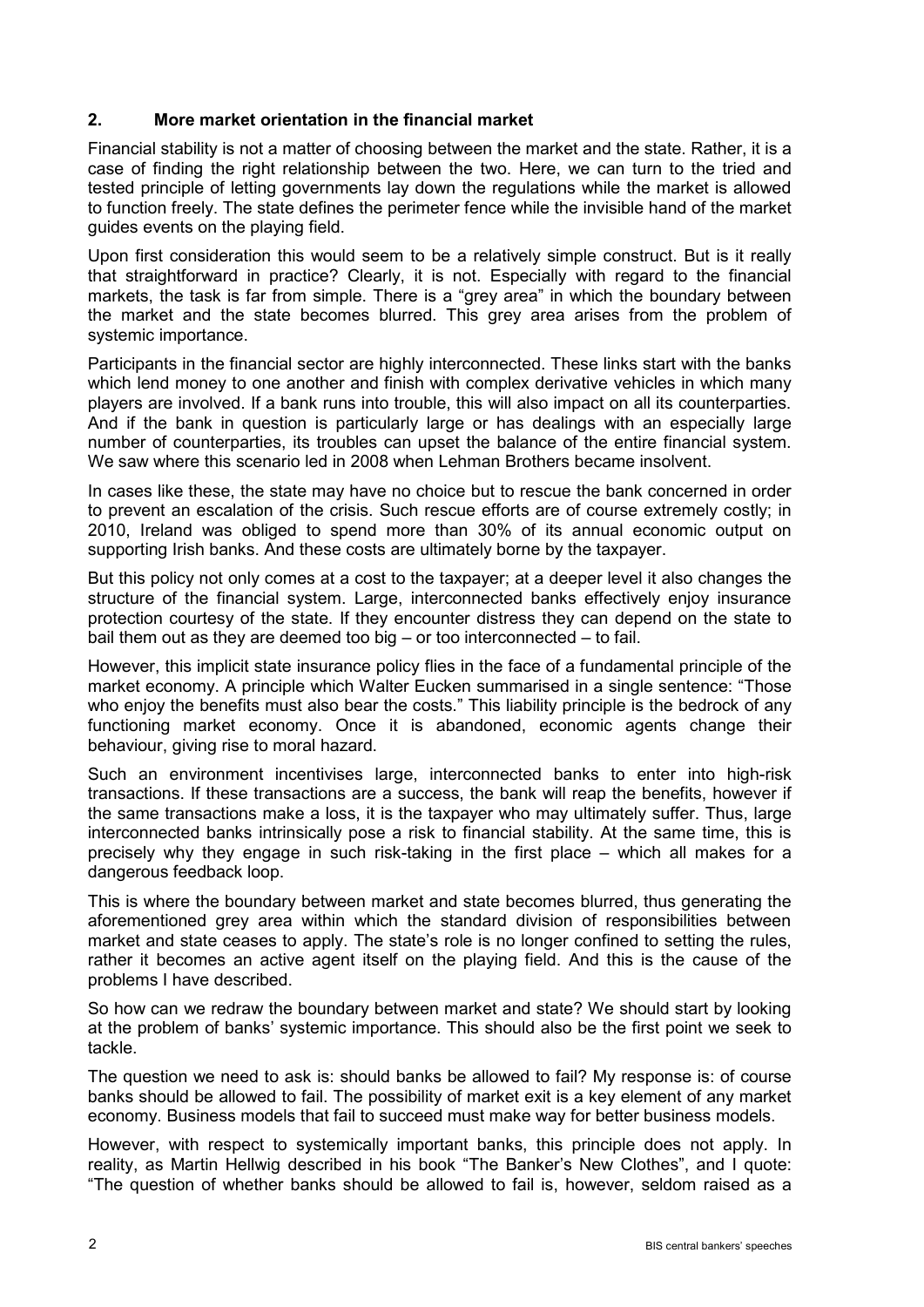## 2. More market orientation in the financial market

Financial stability is not a matter of choosing between the market and the state. Rather, it is a case of finding the right relationship between the two. Here, we can turn to the tried and tested principle of letting governments lay down the regulations while the market is allowed to function freely. The state defines the perimeter fence while the invisible hand of the market guides events on the playing field.

Upon first consideration this would seem to be a relatively simple construct. But is it really that straightforward in practice? Clearly, it is not. Especially with regard to the financial markets, the task is far from simple. There is a "grey area" in which the boundary between the market and the state becomes blurred. This grey area arises from the problem of systemic importance.

Participants in the financial sector are highly interconnected. These links start with the banks which lend money to one another and finish with complex derivative vehicles in which many players are involved. If a bank runs into trouble, this will also impact on all its counterparties. And if the bank in question is particularly large or has dealings with an especially large number of counterparties, its troubles can upset the balance of the entire financial system. We saw where this scenario led in 2008 when Lehman Brothers became insolvent.

In cases like these, the state may have no choice but to rescue the bank concerned in order to prevent an escalation of the crisis. Such rescue efforts are of course extremely costly; in 2010, Ireland was obliged to spend more than 30% of its annual economic output on supporting Irish banks. And these costs are ultimately borne by the taxpayer.

But this policy not only comes at a cost to the taxpayer; at a deeper level it also changes the structure of the financial system. Large, interconnected banks effectively enjoy insurance protection courtesy of the state. If they encounter distress they can depend on the state to bail them out as they are deemed too big – or too interconnected – to fail.

However, this implicit state insurance policy flies in the face of a fundamental principle of the market economy. A principle which Walter Eucken summarised in a single sentence: "Those who enjoy the benefits must also bear the costs." This liability principle is the bedrock of any functioning market economy. Once it is abandoned, economic agents change their behaviour, giving rise to moral hazard.

Such an environment incentivises large, interconnected banks to enter into high-risk transactions. If these transactions are a success, the bank will reap the benefits, however if the same transactions make a loss, it is the taxpayer who may ultimately suffer. Thus, large interconnected banks intrinsically pose a risk to financial stability. At the same time, this is precisely why they engage in such risk-taking in the first place – which all makes for a dangerous feedback loop.

This is where the boundary between market and state becomes blurred, thus generating the aforementioned grey area within which the standard division of responsibilities between market and state ceases to apply. The state's role is no longer confined to setting the rules, rather it becomes an active agent itself on the playing field. And this is the cause of the problems I have described.

So how can we redraw the boundary between market and state? We should start by looking at the problem of banks' systemic importance. This should also be the first point we seek to tackle.

The question we need to ask is: should banks be allowed to fail? My response is: of course banks should be allowed to fail. The possibility of market exit is a key element of any market economy. Business models that fail to succeed must make way for better business models.

However, with respect to systemically important banks, this principle does not apply. In reality, as Martin Hellwig described in his book "The Banker's New Clothes", and I quote: "The question of whether banks should be allowed to fail is, however, seldom raised as a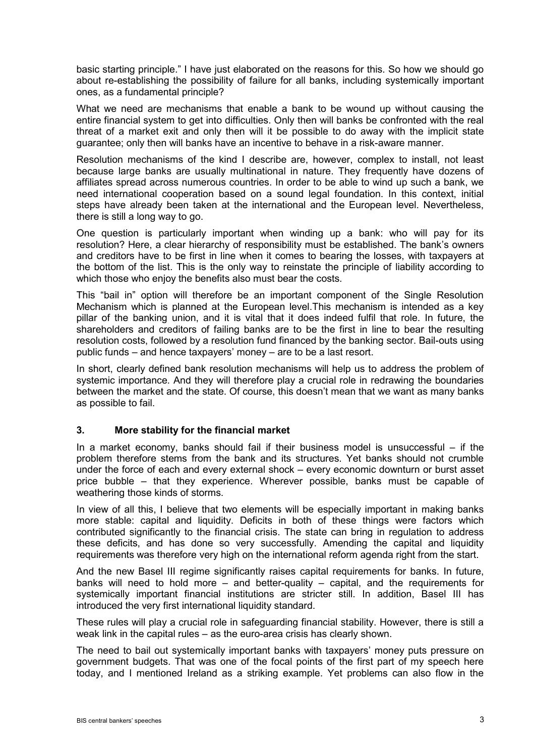basic starting principle." I have just elaborated on the reasons for this. So how we should go about re-establishing the possibility of failure for all banks, including systemically important ones, as a fundamental principle?

What we need are mechanisms that enable a bank to be wound up without causing the entire financial system to get into difficulties. Only then will banks be confronted with the real threat of a market exit and only then will it be possible to do away with the implicit state guarantee; only then will banks have an incentive to behave in a risk-aware manner.

Resolution mechanisms of the kind I describe are, however, complex to install, not least because large banks are usually multinational in nature. They frequently have dozens of affiliates spread across numerous countries. In order to be able to wind up such a bank, we need international cooperation based on a sound legal foundation. In this context, initial steps have already been taken at the international and the European level. Nevertheless, there is still a long way to go.

One question is particularly important when winding up a bank: who will pay for its resolution? Here, a clear hierarchy of responsibility must be established. The bank's owners and creditors have to be first in line when it comes to bearing the losses, with taxpayers at the bottom of the list. This is the only way to reinstate the principle of liability according to which those who enjoy the benefits also must bear the costs.

This "bail in" option will therefore be an important component of the Single Resolution Mechanism which is planned at the European level.This mechanism is intended as a key pillar of the banking union, and it is vital that it does indeed fulfil that role. In future, the shareholders and creditors of failing banks are to be the first in line to bear the resulting resolution costs, followed by a resolution fund financed by the banking sector. Bail-outs using public funds – and hence taxpayers' money – are to be a last resort.

In short, clearly defined bank resolution mechanisms will help us to address the problem of systemic importance. And they will therefore play a crucial role in redrawing the boundaries between the market and the state. Of course, this doesn't mean that we want as many banks as possible to fail.

### 3. More stability for the financial market

In a market economy, banks should fail if their business model is unsuccessful – if the problem therefore stems from the bank and its structures. Yet banks should not crumble under the force of each and every external shock – every economic downturn or burst asset price bubble – that they experience. Wherever possible, banks must be capable of weathering those kinds of storms.

In view of all this, I believe that two elements will be especially important in making banks more stable: capital and liquidity. Deficits in both of these things were factors which contributed significantly to the financial crisis. The state can bring in regulation to address these deficits, and has done so very successfully. Amending the capital and liquidity requirements was therefore very high on the international reform agenda right from the start.

And the new Basel III regime significantly raises capital requirements for banks. In future, banks will need to hold more – and better-quality – capital, and the requirements for systemically important financial institutions are stricter still. In addition, Basel III has introduced the very first international liquidity standard.

These rules will play a crucial role in safeguarding financial stability. However, there is still a weak link in the capital rules – as the euro-area crisis has clearly shown.

The need to bail out systemically important banks with taxpayers' money puts pressure on government budgets. That was one of the focal points of the first part of my speech here today, and I mentioned Ireland as a striking example. Yet problems can also flow in the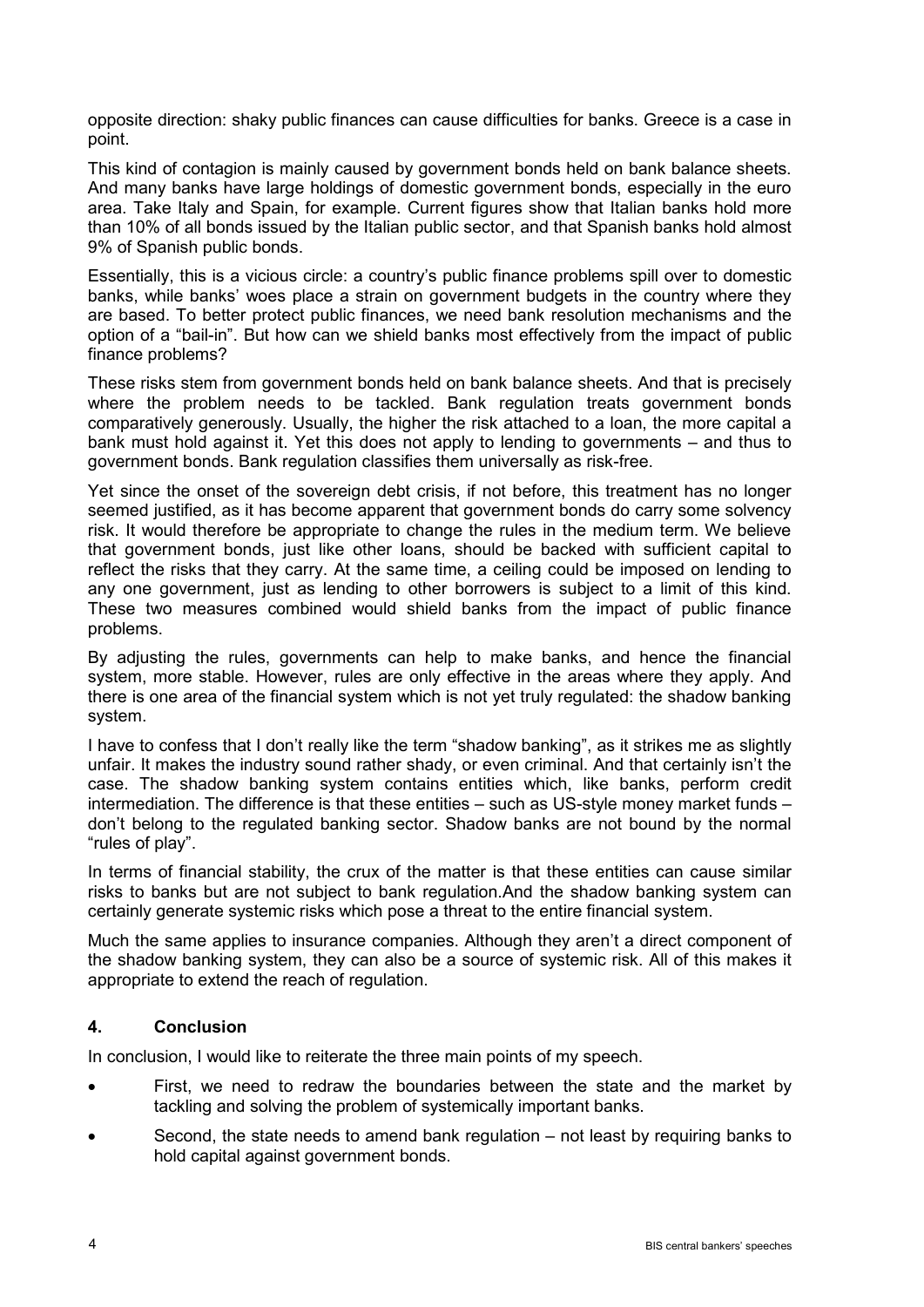opposite direction: shaky public finances can cause difficulties for banks. Greece is a case in point.

This kind of contagion is mainly caused by government bonds held on bank balance sheets. And many banks have large holdings of domestic government bonds, especially in the euro area. Take Italy and Spain, for example. Current figures show that Italian banks hold more than 10% of all bonds issued by the Italian public sector, and that Spanish banks hold almost 9% of Spanish public bonds.

Essentially, this is a vicious circle: a country's public finance problems spill over to domestic banks, while banks' woes place a strain on government budgets in the country where they are based. To better protect public finances, we need bank resolution mechanisms and the option of a "bail-in". But how can we shield banks most effectively from the impact of public finance problems?

These risks stem from government bonds held on bank balance sheets. And that is precisely where the problem needs to be tackled. Bank regulation treats government bonds comparatively generously. Usually, the higher the risk attached to a loan, the more capital a bank must hold against it. Yet this does not apply to lending to governments – and thus to government bonds. Bank regulation classifies them universally as risk-free.

Yet since the onset of the sovereign debt crisis, if not before, this treatment has no longer seemed justified, as it has become apparent that government bonds do carry some solvency risk. It would therefore be appropriate to change the rules in the medium term. We believe that government bonds, just like other loans, should be backed with sufficient capital to reflect the risks that they carry. At the same time, a ceiling could be imposed on lending to any one government, just as lending to other borrowers is subject to a limit of this kind. These two measures combined would shield banks from the impact of public finance problems.

By adjusting the rules, governments can help to make banks, and hence the financial system, more stable. However, rules are only effective in the areas where they apply. And there is one area of the financial system which is not yet truly regulated: the shadow banking system.

I have to confess that I don't really like the term "shadow banking", as it strikes me as slightly unfair. It makes the industry sound rather shady, or even criminal. And that certainly isn't the case. The shadow banking system contains entities which, like banks, perform credit intermediation. The difference is that these entities – such as US-style money market funds – don't belong to the regulated banking sector. Shadow banks are not bound by the normal "rules of play".

In terms of financial stability, the crux of the matter is that these entities can cause similar risks to banks but are not subject to bank regulation.And the shadow banking system can certainly generate systemic risks which pose a threat to the entire financial system.

Much the same applies to insurance companies. Although they aren't a direct component of the shadow banking system, they can also be a source of systemic risk. All of this makes it appropriate to extend the reach of regulation.

## 4. Conclusion

In conclusion, I would like to reiterate the three main points of my speech.

- First, we need to redraw the boundaries between the state and the market by tackling and solving the problem of systemically important banks.
- Second, the state needs to amend bank regulation – not least by requiring banks to hold capital against government bonds.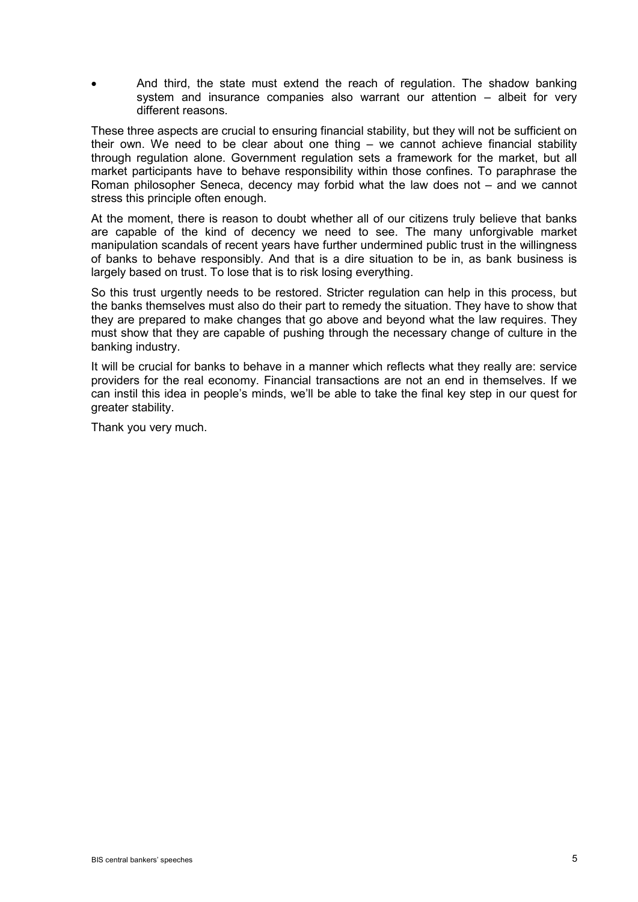- And third, the state must extend the reach of regulation. The shadow banking system and insurance companies also warrant our attention – albeit for very different reasons.

These three aspects are crucial to ensuring financial stability, but they will not be sufficient on their own. We need to be clear about one thing – we cannot achieve financial stability through regulation alone. Government regulation sets a framework for the market, but all market participants have to behave responsibility within those confines. To paraphrase the Roman philosopher Seneca, decency may forbid what the law does not – and we cannot stress this principle often enough.

At the moment, there is reason to doubt whether all of our citizens truly believe that banks are capable of the kind of decency we need to see. The many unforgivable market manipulation scandals of recent years have further undermined public trust in the willingness of banks to behave responsibly. And that is a dire situation to be in, as bank business is largely based on trust. To lose that is to risk losing everything.

So this trust urgently needs to be restored. Stricter regulation can help in this process, but the banks themselves must also do their part to remedy the situation. They have to show that they are prepared to make changes that go above and beyond what the law requires. They must show that they are capable of pushing through the necessary change of culture in the banking industry.

It will be crucial for banks to behave in a manner which reflects what they really are: service providers for the real economy. Financial transactions are not an end in themselves. If we can instil this idea in people's minds, we'll be able to take the final key step in our quest for greater stability.

Thank you very much.